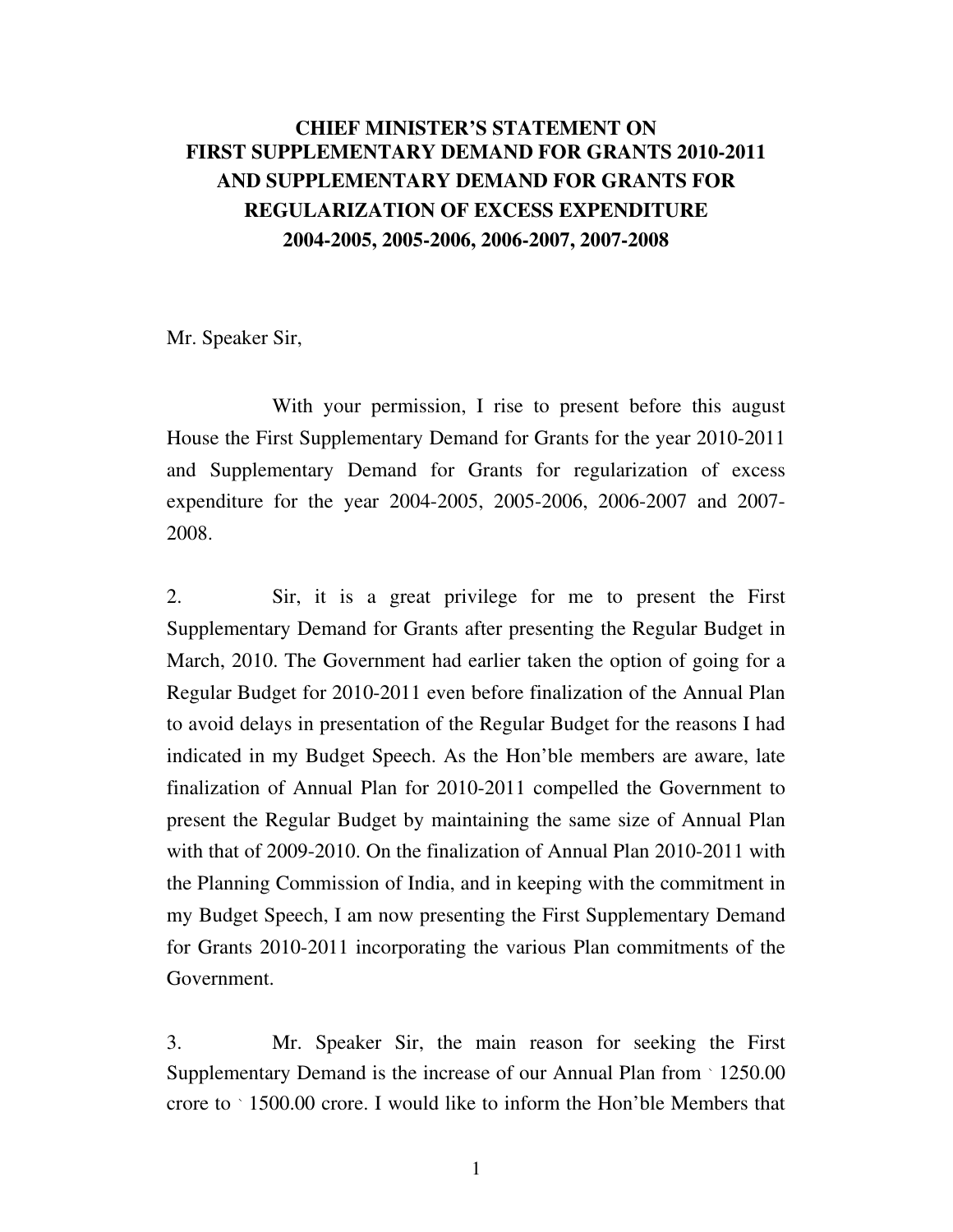# CHIEF MINISTER'S STATEMENT ON FIRST SUPPLEMENTARY DEMAND FOR GRANTS 2010-2011 AND SUPPLEMENTARY DEMAND FOR GRANTS FOR REGULARIZATION OF EXCESS EXPENDITURE 2004-2005, 2005-2006, 2006-2007, 2007-2008

Mr. Speaker Sir,

With your permission, I rise to present before this august House the First Supplementary Demand for Grants for the year 2010-2011 and Supplementary Demand for Grants for regularization of excess expenditure for the year 2004-2005, 2005-2006, 2006-2007 and 2007-2008.

2. Sir, it is a great privilege for me to present the First Supplementary Demand for Grants after presenting the Regular Budget in March, 2010. The Government had earlier taken the option of going for a Regular Budget for 2010-2011 even before finalization of the Annual Plan to avoid delays in presentation of the Regular Budget for the reasons I had indicated in my Budget Speech. As the Hon'ble members are aware, late finalization of Annual Plan for 2010-2011 compelled the Government to present the Regular Budget by maintaining the same size of Annual Plan with that of 2009-2010. On the finalization of Annual Plan 2010-2011 with the Planning Commission of India, and in keeping with the commitment in my Budget Speech, I am now presenting the First Supplementary Demand for Grants 2010-2011 incorporating the various Plan commitments of the Government.

3. Mr. Speaker Sir, the main reason for seeking the First Supplementary Demand is the increase of our Annual Plan from ` 1250.00 crore to ` 1500.00 crore. I would like to inform the Hon'ble Members that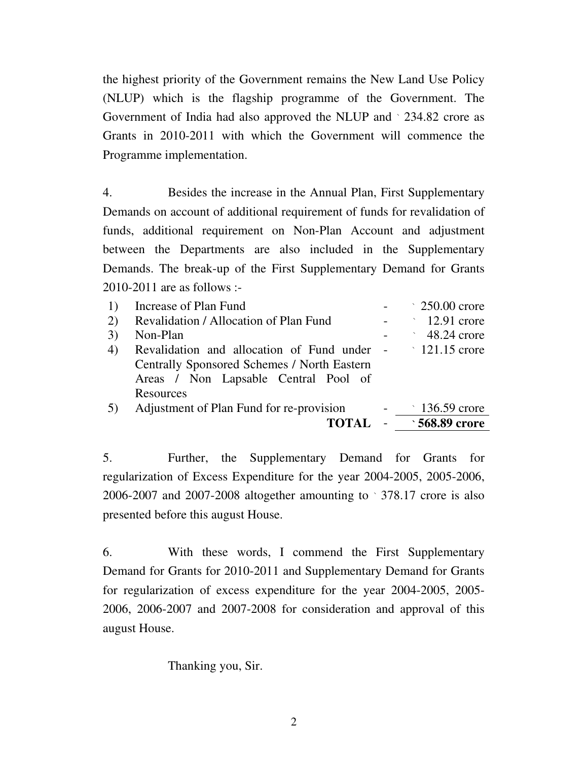the highest priority of the Government remains the New Land Use Policy (NLUP) which is the flagship programme of the Government. The Government of India had also approved the NLUP and ` 234.82 crore as Grants in 2010-2011 with which the Government will commence the Programme implementation.

4. Besides the increase in the Annual Plan, First Supplementary Demands on account of additional requirement of funds for revalidation of funds, additional requirement on Non-Plan Account and adjustment between the Departments are also included in the Supplementary Demands. The break-up of the First Supplementary Demand for Grants 2010-2011 are as follows :-

| | | | |
|---|---|---|---|
| 1) | Increase of Plan Fund | - | ` 250.00 crore |
| 2) | Revalidation / Allocation of Plan Fund | - | ` 12.91 crore |
| 3) | Non-Plan | - | ` 48.24 crore |
| 4) | Revalidation and allocation of Fund under Centrally Sponsored Schemes / North Eastern Areas / Non Lapsable Central Pool of Resources | - | ` 121.15 crore |
| 5) | Adjustment of Plan Fund for re-provision | - | ` 136.59 crore |
| | **TOTAL** | - | **` 568.89 crore** |

5. Further, the Supplementary Demand for Grants for regularization of Excess Expenditure for the year 2004-2005, 2005-2006, 2006-2007 and 2007-2008 altogether amounting to ` 378.17 crore is also presented before this august House.

6. With these words, I commend the First Supplementary Demand for Grants for 2010-2011 and Supplementary Demand for Grants for regularization of excess expenditure for the year 2004-2005, 2005-2006, 2006-2007 and 2007-2008 for consideration and approval of this august House.

Thanking you, Sir.